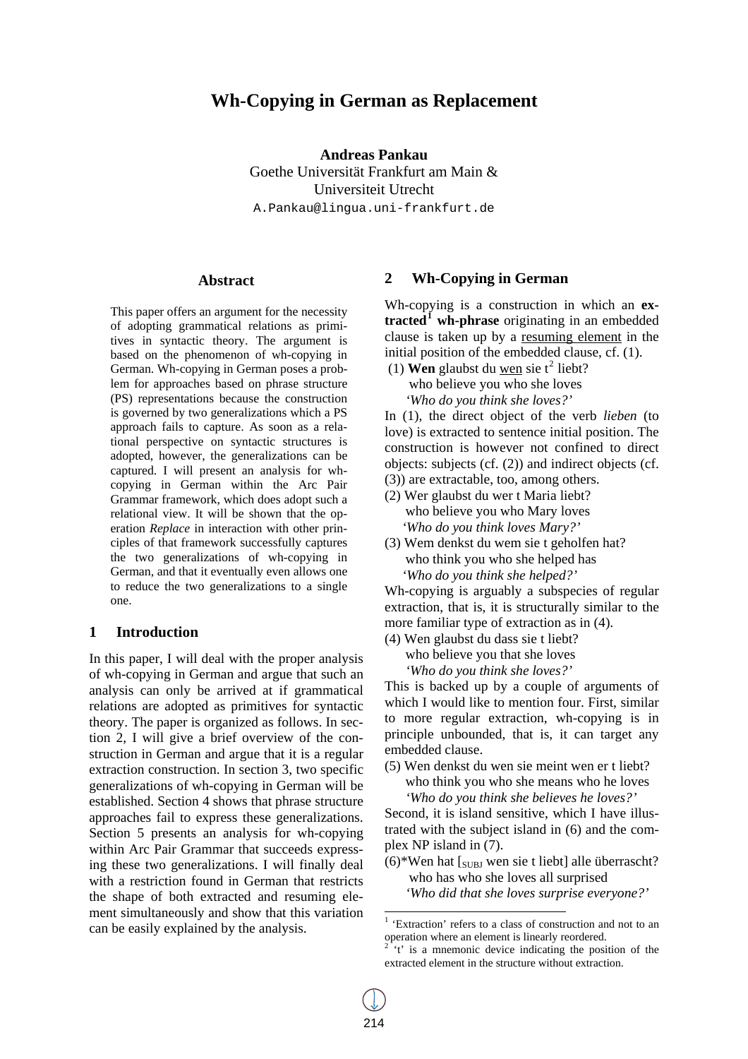# Wh-Copying in German as Replacement

**Andreas Pankau**
Goethe Universität Frankfurt am Main &
Universiteit Utrecht
A.Pankau@lingua.uni-frankfurt.de

## Abstract

This paper offers an argument for the necessity of adopting grammatical relations as primitives in syntactic theory. The argument is based on the phenomenon of wh-copying in German. Wh-copying in German poses a problem for approaches based on phrase structure (PS) representations because the construction is governed by two generalizations which a PS approach fails to capture. As soon as a relational perspective on syntactic structures is adopted, however, the generalizations can be captured. I will present an analysis for wh-copying in German within the Arc Pair Grammar framework, which does adopt such a relational view. It will be shown that the operation *Replace* in interaction with other principles of that framework successfully captures the two generalizations of wh-copying in German, and that it eventually even allows one to reduce the two generalizations to a single one.

## 1 Introduction

In this paper, I will deal with the proper analysis of wh-copying in German and argue that such an analysis can only be arrived at if grammatical relations are adopted as primitives for syntactic theory. The paper is organized as follows. In section 2, I will give a brief overview of the construction in German and argue that it is a regular extraction construction. In section 3, two specific generalizations of wh-copying in German will be established. Section 4 shows that phrase structure approaches fail to express these generalizations. Section 5 presents an analysis for wh-copying within Arc Pair Grammar that succeeds expressing these two generalizations. I will finally deal with a restriction found in German that restricts the shape of both extracted and resuming element simultaneously and show that this variation can be easily explained by the analysis.

## 2 Wh-Copying in German

Wh-copying is a construction in which an **extracted[1] wh-phrase** originating in an embedded clause is taken up by a <u>resuming element</u> in the initial position of the embedded clause, cf. (1).

(1) **Wen** glaubst du <u>wen</u> sie t[2] liebt?
   who believe you who she loves
   *'Who do you think she loves?'*

In (1), the direct object of the verb *lieben* (to love) is extracted to sentence initial position. The construction is however not confined to direct objects: subjects (cf. (2)) and indirect objects (cf. (3)) are extractable, too, among others.

(2) Wer glaubst du wer t Maria liebt?
   who believe you who Mary loves
   *'Who do you think loves Mary?'*

(3) Wem denkst du wem sie t geholfen hat?
   who think you who she helped has
   *'Who do you think she helped?'*

Wh-copying is arguably a subspecies of regular extraction, that is, it is structurally similar to the more familiar type of extraction as in (4).

(4) Wen glaubst du dass sie t liebt?
   who believe you that she loves
   *'Who do you think she loves?'*

This is backed up by a couple of arguments of which I would like to mention four. First, similar to more regular extraction, wh-copying is in principle unbounded, that is, it can target any embedded clause.

(5) Wen denkst du wen sie meint wen er t liebt?
   who think you who she means who he loves
   *'Who do you think she believes he loves?'*

Second, it is island sensitive, which I have illustrated with the subject island in (6) and the complex NP island in (7).

(6)*Wen hat [$_{SUBJ}$ wen sie t liebt] alle überrascht?
   who has who she loves all surprised
   *'Who did that she loves surprise everyone?'*

[1] 'Extraction' refers to a class of construction and not to an operation where an element is linearly reordered.
[2] 't' is a mnemonic device indicating the position of the extracted element in the structure without extraction.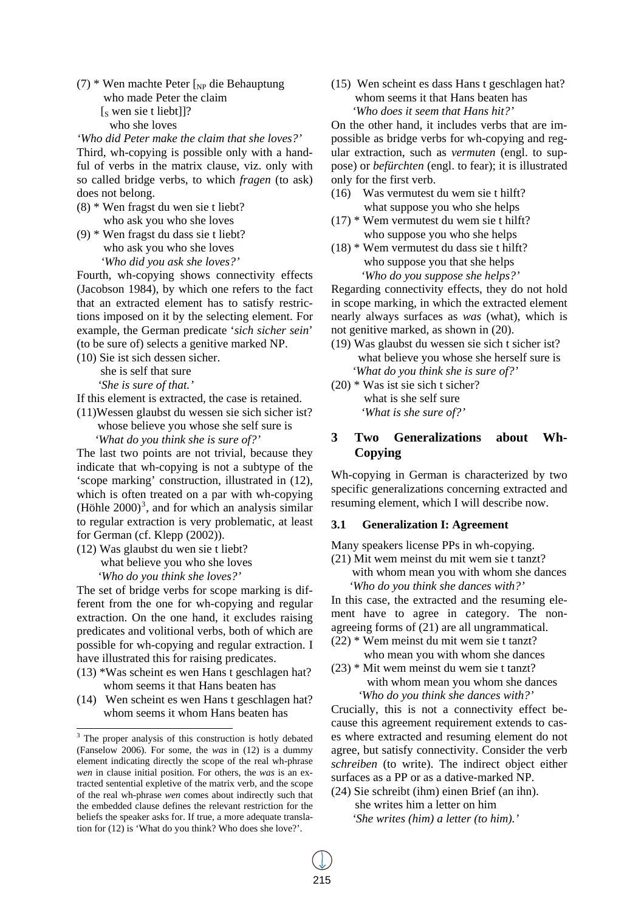(7) * Wen machte Peter [$_{NP}$ die Behauptung
who made Peter the claim
[$_S$ wen sie t liebt]]?
who she loves
*'Who did Peter make the claim that she loves?'*

Third, wh-copying is possible only with a handful of verbs in the matrix clause, viz. only with so called bridge verbs, to which *fragen* (to ask) does not belong.

(8) * Wen fragst du wen sie t liebt?
who ask you who she loves

(9) * Wen fragst du dass sie t liebt?
who ask you who she loves
*'Who did you ask she loves?'*

Fourth, wh-copying shows connectivity effects (Jacobson 1984), by which one refers to the fact that an extracted element has to satisfy restrictions imposed on it by the selecting element. For example, the German predicate '*sich sicher sein*' (to be sure of) selects a genitive marked NP.

(10) Sie ist sich dessen sicher.
she is self that sure
*'She is sure of that.'*

If this element is extracted, the case is retained.

(11) Wessen glaubst du wessen sie sich sicher ist?
whose believe you whose she self sure is
*'What do you think she is sure of?'*

The last two points are not trivial, because they indicate that wh-copying is not a subtype of the 'scope marking' construction, illustrated in (12), which is often treated on a par with wh-copying (Höhle 2000)[3], and for which an analysis similar to regular extraction is very problematic, at least for German (cf. Klepp (2002)).

(12) Was glaubst du wen sie t liebt?
what believe you who she loves
*'Who do you think she loves?'*

The set of bridge verbs for scope marking is different from the one for wh-copying and regular extraction. On the one hand, it excludes raising predicates and volitional verbs, both of which are possible for wh-copying and regular extraction. I have illustrated this for raising predicates.

(13) *Was scheint es wen Hans t geschlagen hat?
whom seems it that Hans beaten has

(14) Wen scheint es wen Hans t geschlagen hat?
whom seems it whom Hans beaten has

(15) Wen scheint es dass Hans t geschlagen hat?
whom seems it that Hans beaten has
*'Who does it seem that Hans hit?'*

On the other hand, it includes verbs that are impossible as bridge verbs for wh-copying and regular extraction, such as *vermuten* (engl. to suppose) or *befürchten* (engl. to fear); it is illustrated only for the first verb.

(16) Was vermutest du wem sie t hilft?
what suppose you who she helps

(17) * Wem vermutest du wem sie t hilft?
who suppose you who she helps

(18) * Wem vermutest du dass sie t hilft?
who suppose you that she helps
*'Who do you suppose she helps?'*

Regarding connectivity effects, they do not hold in scope marking, in which the extracted element nearly always surfaces as *was* (what), which is not genitive marked, as shown in (20).

(19) Was glaubst du wessen sie sich t sicher ist?
what believe you whose she herself sure is
*'What do you think she is sure of?'*

(20) * Was ist sie sich t sicher?
what is she self sure
*'What is she sure of?'*

## 3 Two Generalizations about Wh-Copying

Wh-copying in German is characterized by two specific generalizations concerning extracted and resuming element, which I will describe now.

### 3.1 Generalization I: Agreement

Many speakers license PPs in wh-copying.

(21) Mit wem meinst du mit wem sie t tanzt?
with whom mean you with whom she dances
*'Who do you think she dances with?'*

In this case, the extracted and the resuming element have to agree in category. The non-agreeing forms of (21) are all ungrammatical.

(22) * Wem meinst du mit wem sie t tanzt?
who mean you with whom she dances

(23) * Mit wem meinst du wem sie t tanzt?
with whom mean you whom she dances
*'Who do you think she dances with?'*

Crucially, this is not a connectivity effect because this agreement requirement extends to cases where extracted and resuming element do not agree, but satisfy connectivity. Consider the verb *schreiben* (to write). The indirect object either surfaces as a PP or as a dative-marked NP.

(24) Sie schreibt (ihm) einen Brief (an ihn).
she writes him a letter on him
*'She writes (him) a letter (to him).'*

---

[3] The proper analysis of this construction is hotly debated (Fanselow 2006). For some, the *was* in (12) is a dummy element indicating directly the scope of the real wh-phrase *wen* in clause initial position. For others, the *was* is an extracted sentential expletive of the matrix verb, and the scope of the real wh-phrase *wen* comes about indirectly such that the embedded clause defines the relevant restriction for the beliefs the speaker asks for. If true, a more adequate translation for (12) is 'What do you think? Who does she love?'.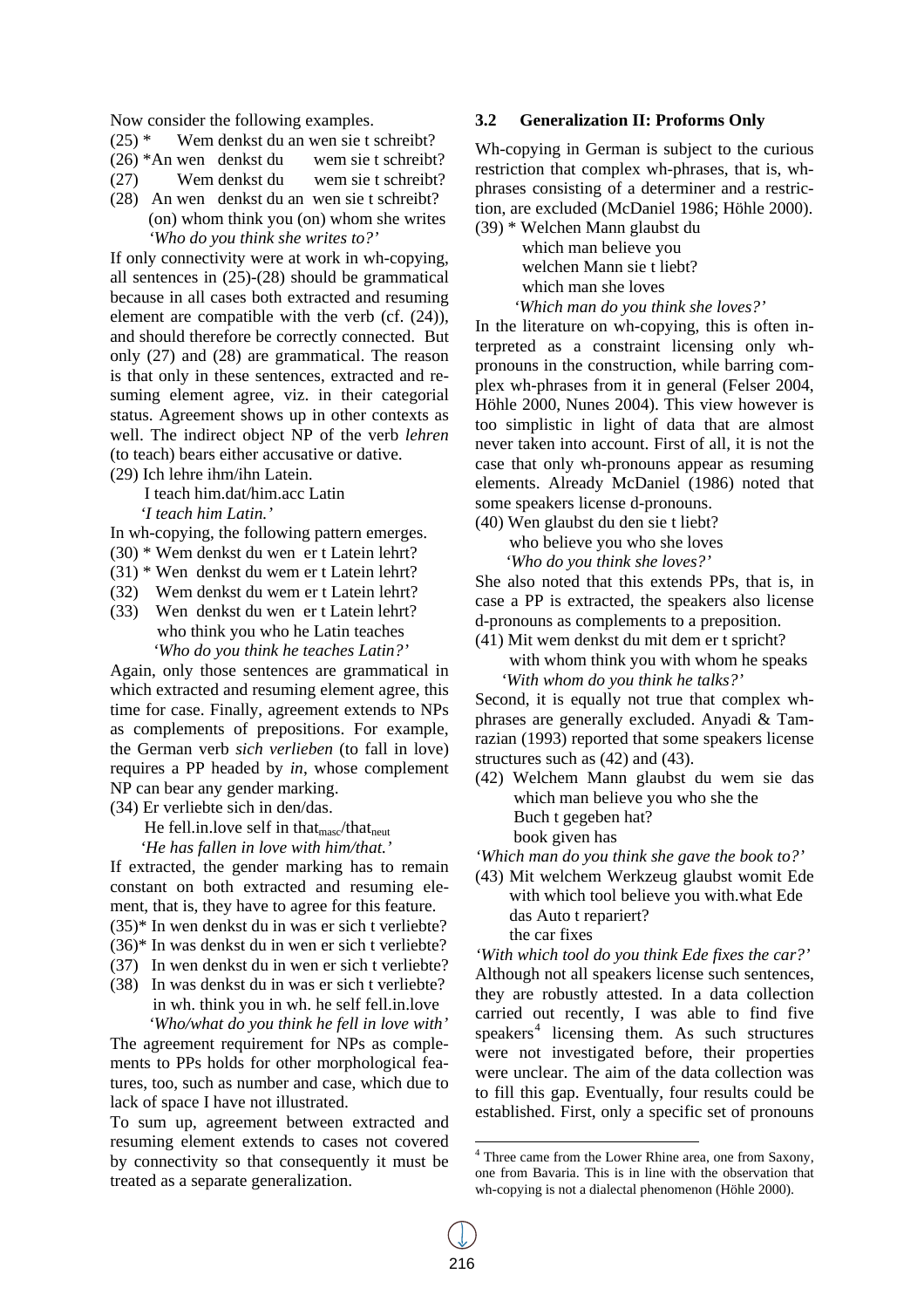Now consider the following examples.

(25) * Wem denkst du an wen sie t schreibt?
(26) *An wen denkst du wem sie t schreibt?
(27) Wem denkst du wem sie t schreibt?
(28) An wen denkst du an wen sie t schreibt?
(on) whom think you (on) whom she writes
*'Who do you think she writes to?'*

If only connectivity were at work in wh-copying, all sentences in (25)-(28) should be grammatical because in all cases both extracted and resuming element are compatible with the verb (cf. (24)), and should therefore be correctly connected. But only (27) and (28) are grammatical. The reason is that only in these sentences, extracted and resuming element agree, viz. in their categorial status. Agreement shows up in other contexts as well. The indirect object NP of the verb *lehren* (to teach) bears either accusative or dative.

(29) Ich lehre ihm/ihn Latein.
I teach him.dat/him.acc Latin
*'I teach him Latin.'*

In wh-copying, the following pattern emerges.

(30) * Wem denkst du wen er t Latein lehrt?
(31) * Wen denkst du wem er t Latein lehrt?
(32) Wem denkst du wem er t Latein lehrt?
(33) Wen denkst du wen er t Latein lehrt?
who think you who he Latin teaches
*'Who do you think he teaches Latin?'*

Again, only those sentences are grammatical in which extracted and resuming element agree, this time for case. Finally, agreement extends to NPs as complements of prepositions. For example, the German verb *sich verlieben* (to fall in love) requires a PP headed by *in*, whose complement NP can bear any gender marking.

(34) Er verliebte sich in den/das.
He fell.in.love self in $\text{that}_{masc}$/$\text{that}_{neut}$
*'He has fallen in love with him/that.'*

If extracted, the gender marking has to remain constant on both extracted and resuming element, that is, they have to agree for this feature.

(35)* In wen denkst du in was er sich t verliebte?
(36)* In was denkst du in wen er sich t verliebte?
(37) In wen denkst du in wen er sich t verliebte?
(38) In was denkst du in was er sich t verliebte?
in wh. think you in wh. he self fell.in.love
*'Who/what do you think he fell in love with'*

The agreement requirement for NPs as complements to PPs holds for other morphological features, too, such as number and case, which due to lack of space I have not illustrated.

To sum up, agreement between extracted and resuming element extends to cases not covered by connectivity so that consequently it must be treated as a separate generalization.

## 3.2 Generalization II: Proforms Only

Wh-copying in German is subject to the curious restriction that complex wh-phrases, that is, wh-phrases consisting of a determiner and a restriction, are excluded (McDaniel 1986; Höhle 2000).

(39) * Welchen Mann glaubst du
which man believe you
welchen Mann sie t liebt?
which man she loves
*'Which man do you think she loves?'*

In the literature on wh-copying, this is often interpreted as a constraint licensing only wh-pronouns in the construction, while barring complex wh-phrases from it in general (Felser 2004, Höhle 2000, Nunes 2004). This view however is too simplistic in light of data that are almost never taken into account. First of all, it is not the case that only wh-pronouns appear as resuming elements. Already McDaniel (1986) noted that some speakers license d-pronouns.

(40) Wen glaubst du den sie t liebt?
who believe you who she loves
*'Who do you think she loves?'*

She also noted that this extends PPs, that is, in case a PP is extracted, the speakers also license d-pronouns as complements to a preposition.

(41) Mit wem denkst du mit dem er t spricht?
with whom think you with whom he speaks
*'With whom do you think he talks?'*

Second, it is equally not true that complex wh-phrases are generally excluded. Anyadi & Tamrazian (1993) reported that some speakers license structures such as (42) and (43).

(42) Welchem Mann glaubst du wem sie das
which man believe you who she the
Buch t gegeben hat?
book given has
*'Which man do you think she gave the book to?'*

(43) Mit welchem Werkzeug glaubst womit Ede
with which tool believe you with.what Ede
das Auto t repariert?
the car fixes
*'With which tool do you think Ede fixes the car?'*

Although not all speakers license such sentences, they are robustly attested. In a data collection carried out recently, I was able to find five speakers[4] licensing them. As such structures were not investigated before, their properties were unclear. The aim of the data collection was to fill this gap. Eventually, four results could be established. First, only a specific set of pronouns

[4] Three came from the Lower Rhine area, one from Saxony, one from Bavaria. This is in line with the observation that wh-copying is not a dialectal phenomenon (Höhle 2000).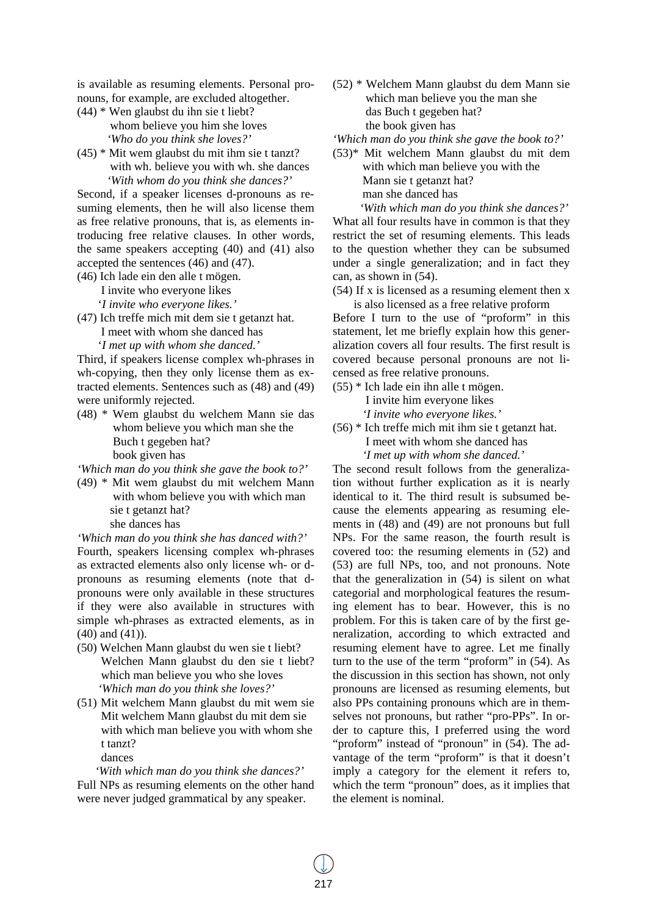is available as resuming elements. Personal pronouns, for example, are excluded altogether.

(44) * Wen glaubst du ihn sie t liebt?
 whom believe you him she loves
 *'Who do you think she loves?'*

(45) * Mit wem glaubst du mit ihm sie t tanzt?
 with wh. believe you with wh. she dances
 *'With whom do you think she dances?'*

Second, if a speaker licenses d-pronouns as resuming elements, then he will also license them as free relative pronouns, that is, as elements introducing free relative clauses. In other words, the same speakers accepting (40) and (41) also accepted the sentences (46) and (47).

(46) Ich lade ein den alle t mögen.
 I invite who everyone likes
 *'I invite who everyone likes.'*

(47) Ich treffe mich mit dem sie t getanzt hat.
 I meet with whom she danced has
 *'I met up with whom she danced.'*

Third, if speakers license complex wh-phrases in wh-copying, then they only license them as extracted elements. Sentences such as (48) and (49) were uniformly rejected.

(48) * Wem glaubst du welchem Mann sie das Buch t gegeben hat?
 whom believe you which man she the book given has
 *'Which man do you think she gave the book to?'*

(49) * Mit wem glaubst du mit welchem Mann sie t getanzt hat?
 with whom believe you with which man she dances has
 *'Which man do you think she has danced with?'*

Fourth, speakers licensing complex wh-phrases as extracted elements also only license wh- or d-pronouns as resuming elements (note that d-pronouns were only available in these structures if they were also available in structures with simple wh-phrases as extracted elements, as in (40) and (41)).

(50) Welchen Mann glaubst du wen sie t liebt?
 Welchen Mann glaubst du den sie t liebt?
 which man believe you who she loves
 *'Which man do you think she loves?'*

(51) Mit welchem Mann glaubst du mit wem sie
 Mit welchem Mann glaubst du mit dem sie
 with which man believe you with whom she
 t tanzt?
 dances
 *'With which man do you think she dances?'*

Full NPs as resuming elements on the other hand were never judged grammatical by any speaker.

(52) * Welchem Mann glaubst du dem Mann sie das Buch t gegeben hat?
 which man believe you the man she the book given has
 *'Which man do you think she gave the book to?'*

(53)* Mit welchem Mann glaubst du mit dem Mann sie t getanzt hat?
 with which man believe you with the man she danced has
 *'With which man do you think she dances?'*

What all four results have in common is that they restrict the set of resuming elements. This leads to the question whether they can be subsumed under a single generalization; and in fact they can, as shown in (54).

(54) If x is licensed as a resuming element then x is also licensed as a free relative proform

Before I turn to the use of "proform" in this statement, let me briefly explain how this generalization covers all four results. The first result is covered because personal pronouns are not licensed as free relative pronouns.

(55) * Ich lade ein ihn alle t mögen.
 I invite him everyone likes
 *'I invite who everyone likes.'*

(56) * Ich treffe mich mit ihm sie t getanzt hat.
 I meet with whom she danced has
 *'I met up with whom she danced.'*

The second result follows from the generalization without further explication as it is nearly identical to it. The third result is subsumed because the elements appearing as resuming elements in (48) and (49) are not pronouns but full NPs. For the same reason, the fourth result is covered too: the resuming elements in (52) and (53) are full NPs, too, and not pronouns. Note that the generalization in (54) is silent on what categorial and morphological features the resuming element has to bear. However, this is no problem. For this is taken care of by the first generalization, according to which extracted and resuming element have to agree. Let me finally turn to the use of the term "proform" in (54). As the discussion in this section has shown, not only pronouns are licensed as resuming elements, but also PPs containing pronouns which are in themselves not pronouns, but rather "pro-PPs". In order to capture this, I preferred using the word "proform" instead of "pronoun" in (54). The advantage of the term "proform" is that it doesn't imply a category for the element it refers to, which the term "pronoun" does, as it implies that the element is nominal.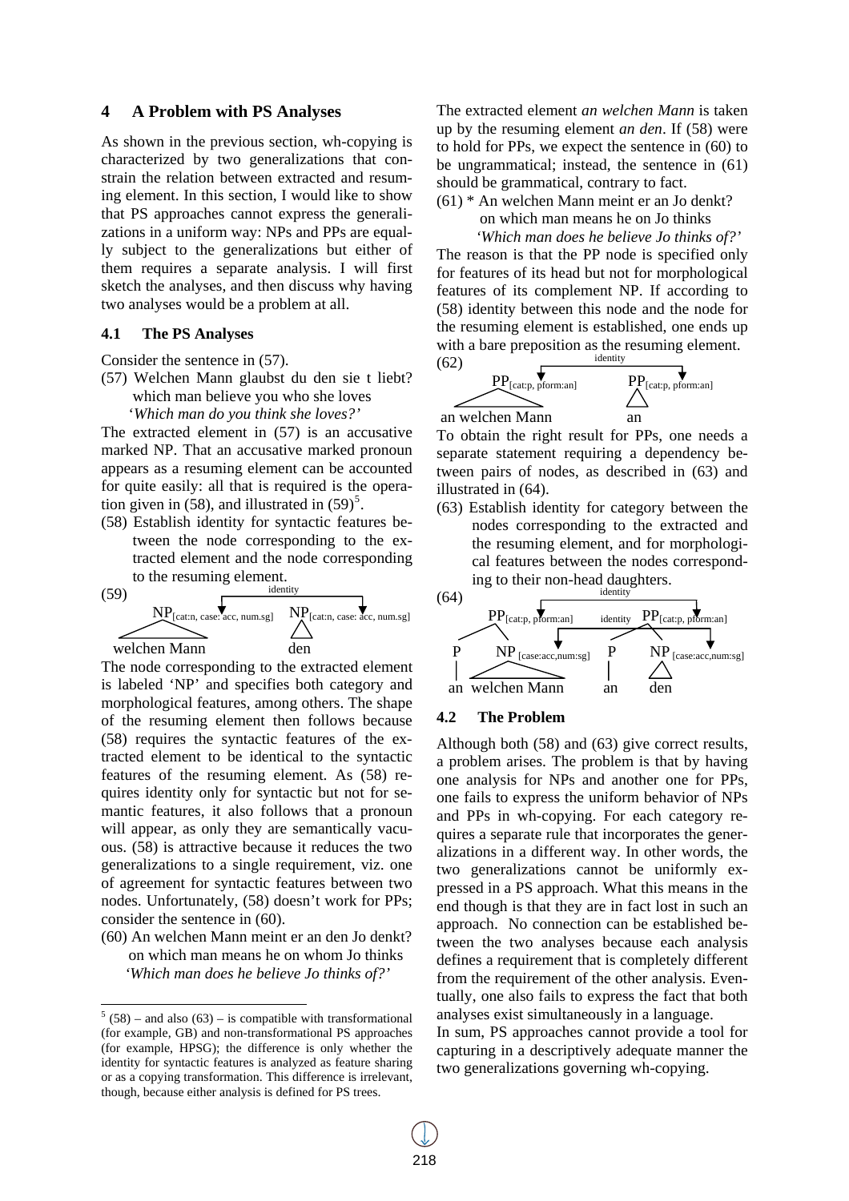## 4 A Problem with PS Analyses

As shown in the previous section, wh-copying is characterized by two generalizations that constrain the relation between extracted and resuming element. In this section, I would like to show that PS approaches cannot express the generalizations in a uniform way: NPs and PPs are equally subject to the generalizations but either of them requires a separate analysis. I will first sketch the analyses, and then discuss why having two analyses would be a problem at all.

### 4.1 The PS Analyses

Consider the sentence in (57).

(57) Welchen Mann glaubst du den sie t liebt?
 which man believe you who she loves
 '*Which man do you think she loves?*'

The extracted element in (57) is an accusative marked NP. That an accusative marked pronoun appears as a resuming element can be accounted for quite easily: all that is required is the operation given in (58), and illustrated in (59)[5].

(58) Establish identity for syntactic features between the node corresponding to the extracted element and the node corresponding to the resuming element.

(59) $NP_{[cat:n,\ case:\ acc,\ num.sg]}$ —identity→ $NP_{[cat:n,\ case:\ acc,\ num.sg]}$
 welchen Mann        den

The node corresponding to the extracted element is labeled 'NP' and specifies both category and morphological features, among others. The shape of the resuming element then follows because (58) requires the syntactic features of the extracted element to be identical to the syntactic features of the resuming element. As (58) requires identity only for syntactic but not for semantic features, it also follows that a pronoun will appear, as only they are semantically vacuous. (58) is attractive because it reduces the two generalizations to a single requirement, viz. one of agreement for syntactic features between two nodes. Unfortunately, (58) doesn't work for PPs; consider the sentence in (60).

(60) An welchen Mann meint er an den Jo denkt?
 on which man means he on whom Jo thinks
 '*Which man does he believe Jo thinks of?*'

The extracted element *an welchen Mann* is taken up by the resuming element *an den*. If (58) were to hold for PPs, we expect the sentence in (60) to be ungrammatical; instead, the sentence in (61) should be grammatical, contrary to fact.

(61) * An welchen Mann meint er an Jo denkt?
 on which man means he on Jo thinks
 '*Which man does he believe Jo thinks of?*'

The reason is that the PP node is specified only for features of its head but not for morphological features of its complement NP. If according to (58) identity between this node and the node for the resuming element is established, one ends up with a bare preposition as the resuming element.

(62) $PP_{[cat:p,\ pform:an]}$ —identity→ $PP_{[cat:p,\ pform:an]}$
 an welchen Mann        an

To obtain the right result for PPs, one needs a separate statement requiring a dependency between pairs of nodes, as described in (63) and illustrated in (64).

(63) Establish identity for category between the nodes corresponding to the extracted and the resuming element, and for morphological features between the nodes corresponding to their non-head daughters.

(64) $PP_{[cat:p,\ pform:an]}$ —identity→ $PP_{[cat:p,\ pform:an]}$
 P $NP_{[case:acc,num:sg]}$ —identity→ P $NP_{[case:acc,num:sg]}$
 an welchen Mann        an den

### 4.2 The Problem

Although both (58) and (63) give correct results, a problem arises. The problem is that by having one analysis for NPs and another one for PPs, one fails to express the uniform behavior of NPs and PPs in wh-copying. For each category requires a separate rule that incorporates the generalizations in a different way. In other words, the two generalizations cannot be uniformly expressed in a PS approach. What this means in the end though is that they are in fact lost in such an approach. No connection can be established between the two analyses because each analysis defines a requirement that is completely different from the requirement of the other analysis. Eventually, one also fails to express the fact that both analyses exist simultaneously in a language.

In sum, PS approaches cannot provide a tool for capturing in a descriptively adequate manner the two generalizations governing wh-copying.

[5] (58) – and also (63) – is compatible with transformational (for example, GB) and non-transformational PS approaches (for example, HPSG); the difference is only whether the identity for syntactic features is analyzed as feature sharing or as a copying transformation. This difference is irrelevant, though, because either analysis is defined for PS trees.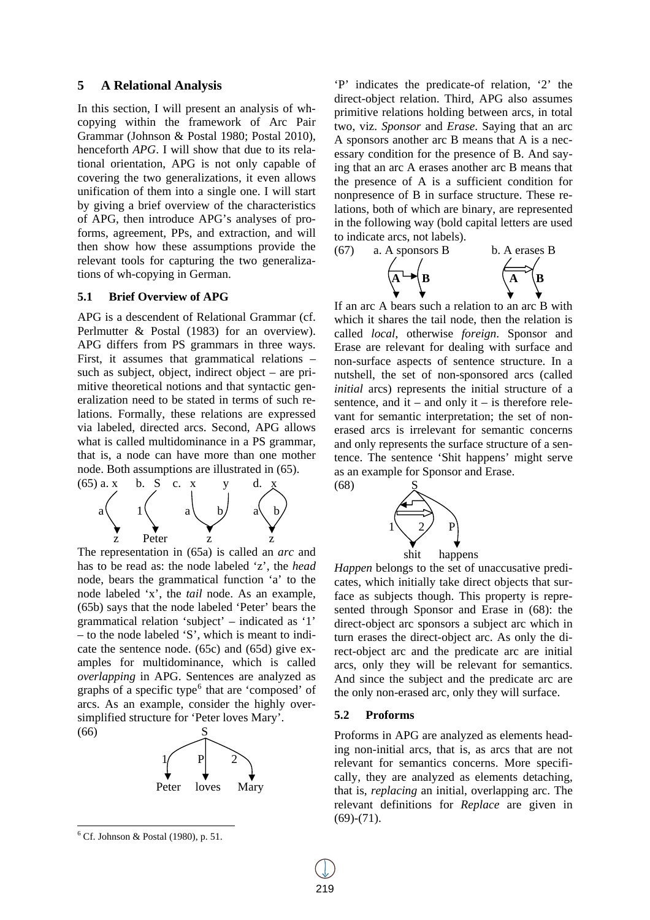## 5 A Relational Analysis

In this section, I will present an analysis of wh-copying within the framework of Arc Pair Grammar (Johnson & Postal 1980; Postal 2010), henceforth *APG*. I will show that due to its relational orientation, APG is not only capable of covering the two generalizations, it even allows unification of them into a single one. I will start by giving a brief overview of the characteristics of APG, then introduce APG's analyses of proforms, agreement, PPs, and extraction, and will then show how these assumptions provide the relevant tools for capturing the two generalizations of wh-copying in German.

### 5.1 Brief Overview of APG

APG is a descendent of Relational Grammar (cf. Perlmutter & Postal (1983) for an overview). APG differs from PS grammars in three ways. First, it assumes that grammatical relations – such as subject, object, indirect object – are primitive theoretical notions and that syntactic generalization need to be stated in terms of such relations. Formally, these relations are expressed via labeled, directed arcs. Second, APG allows what is called multidominance in a PS grammar, that is, a node can have more than one mother node. Both assumptions are illustrated in (65).

(65) a. x b. S c. x y d. x

a 1 a b a b

z Peter z z

The representation in (65a) is called an *arc* and has to be read as: the node labeled 'z', the *head* node, bears the grammatical function 'a' to the node labeled 'x', the *tail* node. As an example, (65b) says that the node labeled 'Peter' bears the grammatical relation 'subject' – indicated as '1' – to the node labeled 'S', which is meant to indicate the sentence node. (65c) and (65d) give examples for multidominance, which is called *overlapping* in APG. Sentences are analyzed as graphs of a specific type[6] that are 'composed' of arcs. As an example, consider the highly oversimplified structure for 'Peter loves Mary'.

(66) S

1 P 2

Peter loves Mary

'P' indicates the predicate-of relation, '2' the direct-object relation. Third, APG also assumes primitive relations holding between arcs, in total two, viz. *Sponsor* and *Erase*. Saying that an arc A sponsors another arc B means that A is a necessary condition for the presence of B. And saying that an arc A erases another arc B means that the presence of A is a sufficient condition for nonpresence of B in surface structure. These relations, both of which are binary, are represented in the following way (bold capital letters are used to indicate arcs, not labels).

(67) a. A sponsors B b. A erases B

**A** **B** **A** **B**

If an arc A bears such a relation to an arc B with which it shares the tail node, then the relation is called *local*, otherwise *foreign*. Sponsor and Erase are relevant for dealing with surface and non-surface aspects of sentence structure. In a nutshell, the set of non-sponsored arcs (called *initial* arcs) represents the initial structure of a sentence, and it – and only it – is therefore relevant for semantic interpretation; the set of non-erased arcs is irrelevant for semantic concerns and only represents the surface structure of a sentence. The sentence 'Shit happens' might serve as an example for Sponsor and Erase.

(68) S

1 2 P

shit happens

*Happen* belongs to the set of unaccusative predicates, which initially take direct objects that surface as subjects though. This property is represented through Sponsor and Erase in (68): the direct-object arc sponsors a subject arc which in turn erases the direct-object arc. As only the direct-object arc and the predicate arc are initial arcs, only they will be relevant for semantics. And since the subject and the predicate arc are the only non-erased arc, only they will surface.

### 5.2 Proforms

Proforms in APG are analyzed as elements heading non-initial arcs, that is, as arcs that are not relevant for semantics concerns. More specifically, they are analyzed as elements detaching, that is, *replacing* an initial, overlapping arc. The relevant definitions for *Replace* are given in (69)-(71).

[6] Cf. Johnson & Postal (1980), p. 51.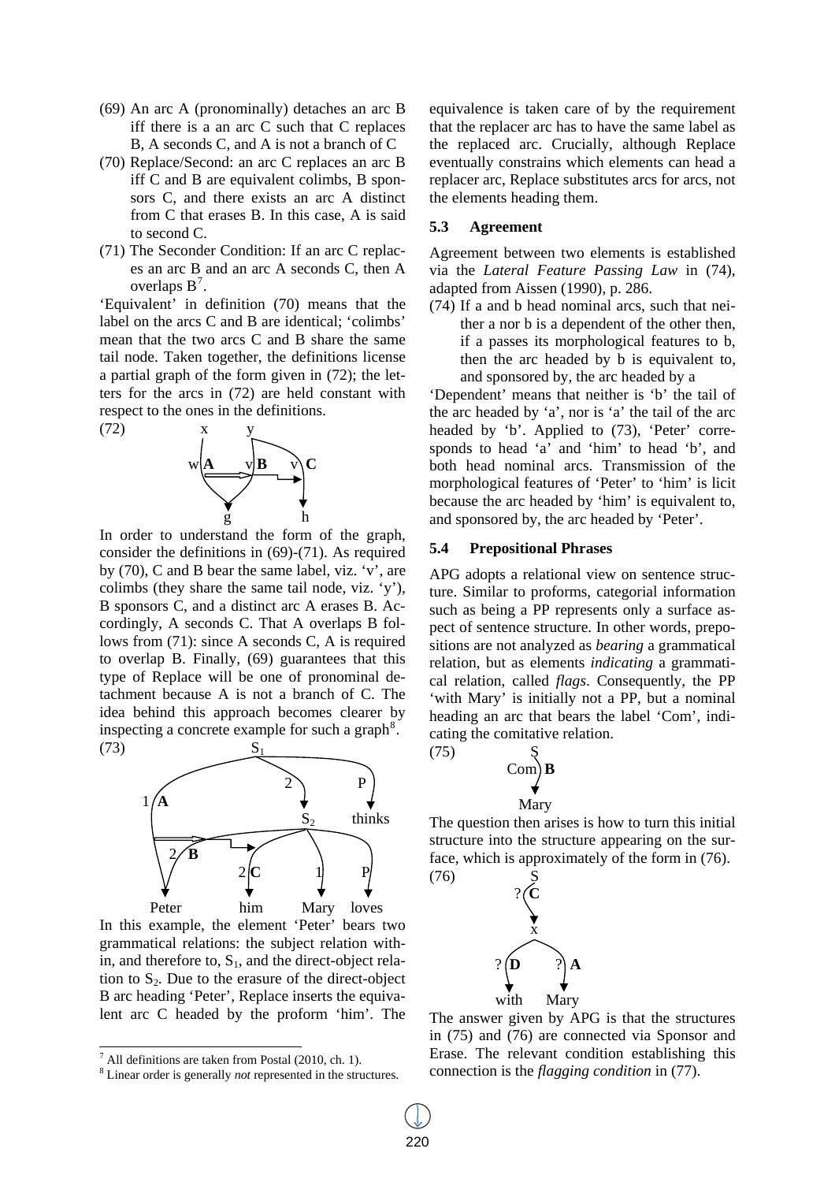(69) An arc A (pronominally) detaches an arc B iff there is a an arc C such that C replaces B, A seconds C, and A is not a branch of C

(70) Replace/Second: an arc C replaces an arc B iff C and B are equivalent colimbs, B sponsors C, and there exists an arc A distinct from C that erases B. In this case, A is said to second C.

(71) The Seconder Condition: If an arc C replaces an arc B and an arc A seconds C, then A overlaps B[7].

'Equivalent' in definition (70) means that the label on the arcs C and B are identical; 'colimbs' mean that the two arcs C and B share the same tail node. Taken together, the definitions license a partial graph of the form given in (72); the letters for the arcs in (72) are held constant with respect to the ones in the definitions.

(72)

In order to understand the form of the graph, consider the definitions in (69)-(71). As required by (70), C and B bear the same label, viz. 'v', are colimbs (they share the same tail node, viz. 'y'), B sponsors C, and a distinct arc A erases B. Accordingly, A seconds C. That A overlaps B follows from (71): since A seconds C, A is required to overlap B. Finally, (69) guarantees that this type of Replace will be one of pronominal detachment because A is not a branch of C. The idea behind this approach becomes clearer by inspecting a concrete example for such a graph[8].

(73)

In this example, the element 'Peter' bears two grammatical relations: the subject relation within, and therefore to, $S_1$, and the direct-object relation to $S_2$. Due to the erasure of the direct-object B arc heading 'Peter', Replace inserts the equivalent arc C headed by the proform 'him'. The equivalence is taken care of by the requirement that the replacer arc has to have the same label as the replaced arc. Crucially, although Replace eventually constrains which elements can head a replacer arc, Replace substitutes arcs for arcs, not the elements heading them.

### 5.3 Agreement

Agreement between two elements is established via the *Lateral Feature Passing Law* in (74), adapted from Aissen (1990), p. 286.

(74) If a and b head nominal arcs, such that neither a nor b is a dependent of the other then, if a passes its morphological features to b, then the arc headed by b is equivalent to, and sponsored by, the arc headed by a

'Dependent' means that neither is 'b' the tail of the arc headed by 'a', nor is 'a' the tail of the arc headed by 'b'. Applied to (73), 'Peter' corresponds to head 'a' and 'him' to head 'b', and both head nominal arcs. Transmission of the morphological features of 'Peter' to 'him' is licit because the arc headed by 'him' is equivalent to, and sponsored by, the arc headed by 'Peter'.

### 5.4 Prepositional Phrases

APG adopts a relational view on sentence structure. Similar to proforms, categorial information such as being a PP represents only a surface aspect of sentence structure. In other words, prepositions are not analyzed as *bearing* a grammatical relation, but as elements *indicating* a grammatical relation, called *flags*. Consequently, the PP 'with Mary' is initially not a PP, but a nominal heading an arc that bears the label 'Com', indicating the comitative relation.

(75)

The question then arises is how to turn this initial structure into the structure appearing on the surface, which is approximately of the form in (76).

(76)

The answer given by APG is that the structures in (75) and (76) are connected via Sponsor and Erase. The relevant condition establishing this connection is the *flagging condition* in (77).

[7] All definitions are taken from Postal (2010, ch. 1).

[8] Linear order is generally *not* represented in the structures.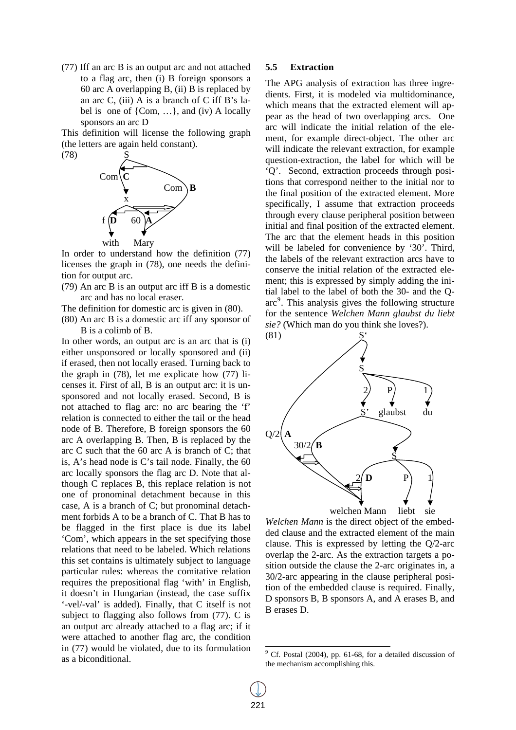(77) Iff an arc B is an output arc and not attached to a flag arc, then (i) B foreign sponsors a 60 arc A overlapping B, (ii) B is replaced by an arc C, (iii) A is a branch of C iff B's label is one of {Com, …}, and (iv) A locally sponsors an arc D

This definition will license the following graph (the letters are again held constant).

(78)

In order to understand how the definition (77) licenses the graph in (78), one needs the definition for output arc.

(79) An arc B is an output arc iff B is a domestic arc and has no local eraser.

The definition for domestic arc is given in (80).

(80) An arc B is a domestic arc iff any sponsor of B is a colimb of B.

In other words, an output arc is an arc that is (i) either unsponsored or locally sponsored and (ii) if erased, then not locally erased. Turning back to the graph in (78), let me explicate how (77) licenses it. First of all, B is an output arc: it is unsponsored and not locally erased. Second, B is not attached to flag arc: no arc bearing the 'f' relation is connected to either the tail or the head node of B. Therefore, B foreign sponsors the 60 arc A overlapping B. Then, B is replaced by the arc C such that the 60 arc A is branch of C; that is, A's head node is C's tail node. Finally, the 60 arc locally sponsors the flag arc D. Note that although C replaces B, this replace relation is not one of pronominal detachment because in this case, A is a branch of C; but pronominal detachment forbids A to be a branch of C. That B has to be flagged in the first place is due its label 'Com', which appears in the set specifying those relations that need to be labeled. Which relations this set contains is ultimately subject to language particular rules: whereas the comitative relation requires the prepositional flag 'with' in English, it doesn't in Hungarian (instead, the case suffix '-vel/-val' is added). Finally, that C itself is not subject to flagging also follows from (77). C is an output arc already attached to a flag arc; if it were attached to another flag arc, the condition in (77) would be violated, due to its formulation as a biconditional.

### 5.5 Extraction

The APG analysis of extraction has three ingredients. First, it is modeled via multidominance, which means that the extracted element will appear as the head of two overlapping arcs. One arc will indicate the initial relation of the element, for example direct-object. The other arc will indicate the relevant extraction, for example question-extraction, the label for which will be 'Q'. Second, extraction proceeds through positions that correspond neither to the initial nor to the final position of the extracted element. More specifically, I assume that extraction proceeds through every clause peripheral position between initial and final position of the extracted element. The arc that the element heads in this position will be labeled for convenience by '30'. Third, the labels of the relevant extraction arcs have to conserve the initial relation of the extracted element; this is expressed by simply adding the initial label to the label of both the 30- and the Q-arc[9]. This analysis gives the following structure for the sentence *Welchen Mann glaubst du liebt sie?* (Which man do you think she loves?).

(81)

*Welchen Mann* is the direct object of the embedded clause and the extracted element of the main clause. This is expressed by letting the Q/2-arc overlap the 2-arc. As the extraction targets a position outside the clause the 2-arc originates in, a 30/2-arc appearing in the clause peripheral position of the embedded clause is required. Finally, D sponsors B, B sponsors A, and A erases B, and B erases D.

[9] Cf. Postal (2004), pp. 61-68, for a detailed discussion of the mechanism accomplishing this.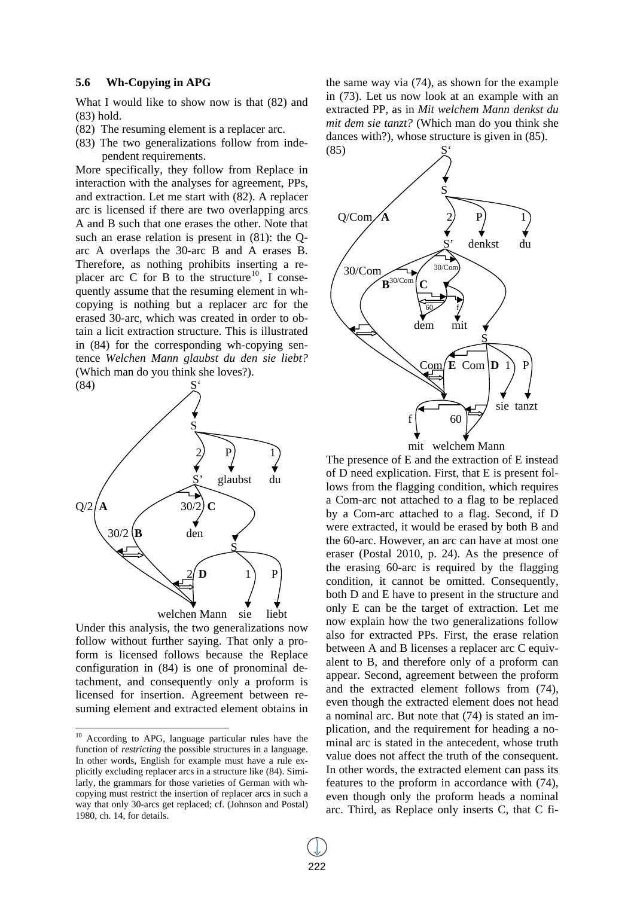### 5.6 Wh-Copying in APG

What I would like to show now is that (82) and (83) hold.

(82) The resuming element is a replacer arc.

(83) The two generalizations follow from independent requirements.

More specifically, they follow from Replace in interaction with the analyses for agreement, PPs, and extraction. Let me start with (82). A replacer arc is licensed if there are two overlapping arcs A and B such that one erases the other. Note that such an erase relation is present in (81): the Q-arc A overlaps the 30-arc B and A erases B. Therefore, as nothing prohibits inserting a replacer arc C for B to the structure[10], I consequently assume that the resuming element in wh-copying is nothing but a replacer arc for the erased 30-arc, which was created in order to obtain a licit extraction structure. This is illustrated in (84) for the corresponding wh-copying sentence *Welchen Mann glaubst du den sie liebt?* (Which man do you think she loves?).

(84)

```
                 S'
                 |
                 S
        ---------+----------------
        2        P               1
        |        |               |
Q/2 A   S'     glaubst          du
        |  30/2 C
30/2 B  |    den
        |           S
        |   2 D     1    P
        |
     welchen Mann  sie  liebt
```

Under this analysis, the two generalizations now follow without further saying. That only a proform is licensed follows because the Replace configuration in (84) is one of pronominal detachment, and consequently only a proform is licensed for insertion. Agreement between resuming element and extracted element obtains in the same way via (74), as shown for the example in (73). Let us now look at an example with an extracted PP, as in *Mit welchem Mann denkst du mit dem sie tanzt?* (Which man do you think she dances with?), whose structure is given in (85).

(85)

```
                  S'
                  |
                  S
          --------+---------------
          2       P              1
Q/Com A   S'    denkst          du
30/Com    B^30/Com  C (30/Com)
            60    f
           dem   mit
                         S
          Com E   Com D   1    P
                         sie  tanzt
           f       60
          mit   welchem Mann
```

The presence of E and the extraction of E instead of D need explication. First, that E is present follows from the flagging condition, which requires a Com-arc not attached to a flag to be replaced by a Com-arc attached to a flag. Second, if D were extracted, it would be erased by both B and the 60-arc. However, an arc can have at most one eraser (Postal 2010, p. 24). As the presence of the erasing 60-arc is required by the flagging condition, it cannot be omitted. Consequently, both D and E have to present in the structure and only E can be the target of extraction. Let me now explain how the two generalizations follow also for extracted PPs. First, the erase relation between A and B licenses a replacer arc C equivalent to B, and therefore only of a proform can appear. Second, agreement between the proform and the extracted element follows from (74), even though the extracted element does not head a nominal arc. But note that (74) is stated an implication, and the requirement for heading a nominal arc is stated in the antecedent, whose truth value does not affect the truth of the consequent. In other words, the extracted element can pass its features to the proform in accordance with (74), even though only the proform heads a nominal arc. Third, as Replace only inserts C, that C fi-

---

[10] According to APG, language particular rules have the function of *restricting* the possible structures in a language. In other words, English for example must have a rule explicitly excluding replacer arcs in a structure like (84). Similarly, the grammars for those varieties of German with wh-copying must restrict the insertion of replacer arcs in such a way that only 30-arcs get replaced; cf. (Johnson and Postal) 1980, ch. 14, for details.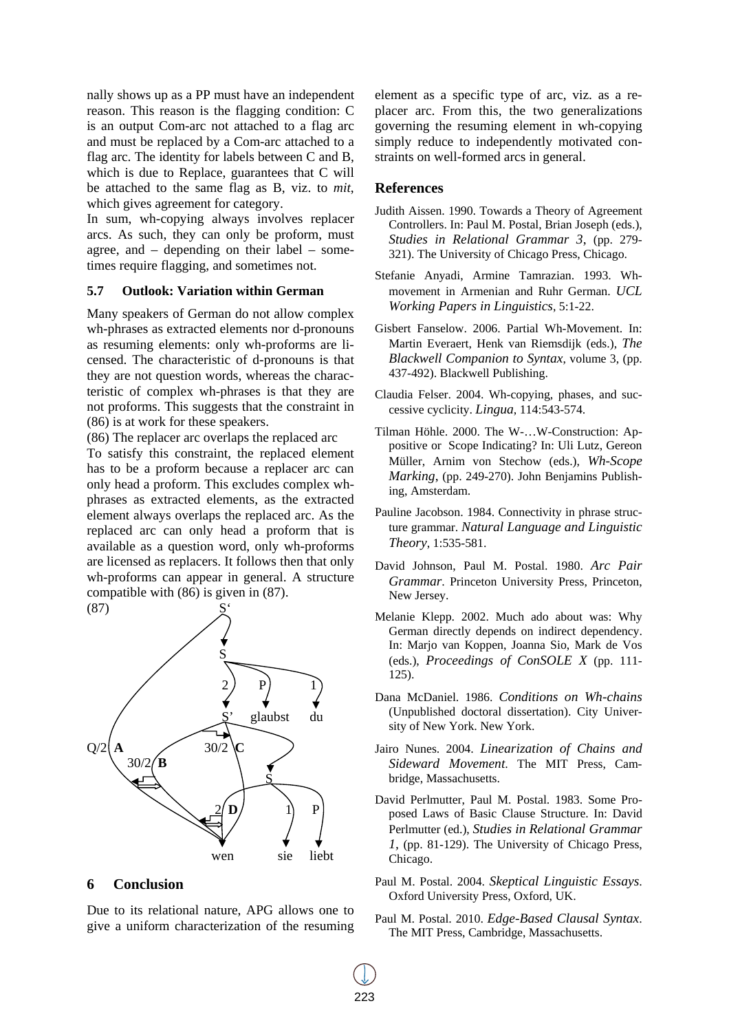nally shows up as a PP must have an independent reason. This reason is the flagging condition: C is an output Com-arc not attached to a flag arc and must be replaced by a Com-arc attached to a flag arc. The identity for labels between C and B, which is due to Replace, guarantees that C will be attached to the same flag as B, viz. to *mit*, which gives agreement for category.

In sum, wh-copying always involves replacer arcs. As such, they can only be proform, must agree, and – depending on their label – sometimes require flagging, and sometimes not.

### 5.7 Outlook: Variation within German

Many speakers of German do not allow complex wh-phrases as extracted elements nor d-pronouns as resuming elements: only wh-proforms are licensed. The characteristic of d-pronouns is that they are not question words, whereas the characteristic of complex wh-phrases is that they are not proforms. This suggests that the constraint in (86) is at work for these speakers.

(86) The replacer arc overlaps the replaced arc

To satisfy this constraint, the replaced element has to be a proform because a replacer arc can only head a proform. This excludes complex wh-phrases as extracted elements, as the extracted element always overlaps the replaced arc. As the replaced arc can only head a proform that is available as a question word, only wh-proforms are licensed as replacers. It follows then that only wh-proforms can appear in general. A structure compatible with (86) is given in (87).

(87)

S‘
S
2 P 1
S' glaubst du
Q/2 **A** 30/2 **C**
30/2 **B**
S
2 **D** 1 P
wen sie liebt

## 6 Conclusion

Due to its relational nature, APG allows one to give a uniform characterization of the resuming element as a specific type of arc, viz. as a replacer arc. From this, the two generalizations governing the resuming element in wh-copying simply reduce to independently motivated constraints on well-formed arcs in general.

## References

Judith Aissen. 1990. Towards a Theory of Agreement Controllers. In: Paul M. Postal, Brian Joseph (eds.), *Studies in Relational Grammar 3*, (pp. 279-321). The University of Chicago Press, Chicago.

Stefanie Anyadi, Armine Tamrazian. 1993. Wh-movement in Armenian and Ruhr German. *UCL Working Papers in Linguistics*, 5:1-22.

Gisbert Fanselow. 2006. Partial Wh-Movement. In: Martin Everaert, Henk van Riemsdijk (eds.), *The Blackwell Companion to Syntax*, volume 3, (pp. 437-492). Blackwell Publishing.

Claudia Felser. 2004. Wh-copying, phases, and successive cyclicity. *Lingua*, 114:543-574.

Tilman Höhle. 2000. The W-…W-Construction: Appositive or Scope Indicating? In: Uli Lutz, Gereon Müller, Arnim von Stechow (eds.), *Wh-Scope Marking*, (pp. 249-270). John Benjamins Publishing, Amsterdam.

Pauline Jacobson. 1984. Connectivity in phrase structure grammar. *Natural Language and Linguistic Theory*, 1:535-581.

David Johnson, Paul M. Postal. 1980. *Arc Pair Grammar*. Princeton University Press, Princeton, New Jersey.

Melanie Klepp. 2002. Much ado about was: Why German directly depends on indirect dependency. In: Marjo van Koppen, Joanna Sio, Mark de Vos (eds.), *Proceedings of ConSOLE X* (pp. 111-125).

Dana McDaniel. 1986. *Conditions on Wh-chains* (Unpublished doctoral dissertation). City University of New York. New York.

Jairo Nunes. 2004. *Linearization of Chains and Sideward Movement*. The MIT Press, Cambridge, Massachusetts.

David Perlmutter, Paul M. Postal. 1983. Some Proposed Laws of Basic Clause Structure. In: David Perlmutter (ed.), *Studies in Relational Grammar 1*, (pp. 81-129). The University of Chicago Press, Chicago.

Paul M. Postal. 2004. *Skeptical Linguistic Essays*. Oxford University Press, Oxford, UK.

Paul M. Postal. 2010. *Edge-Based Clausal Syntax*. The MIT Press, Cambridge, Massachusetts.